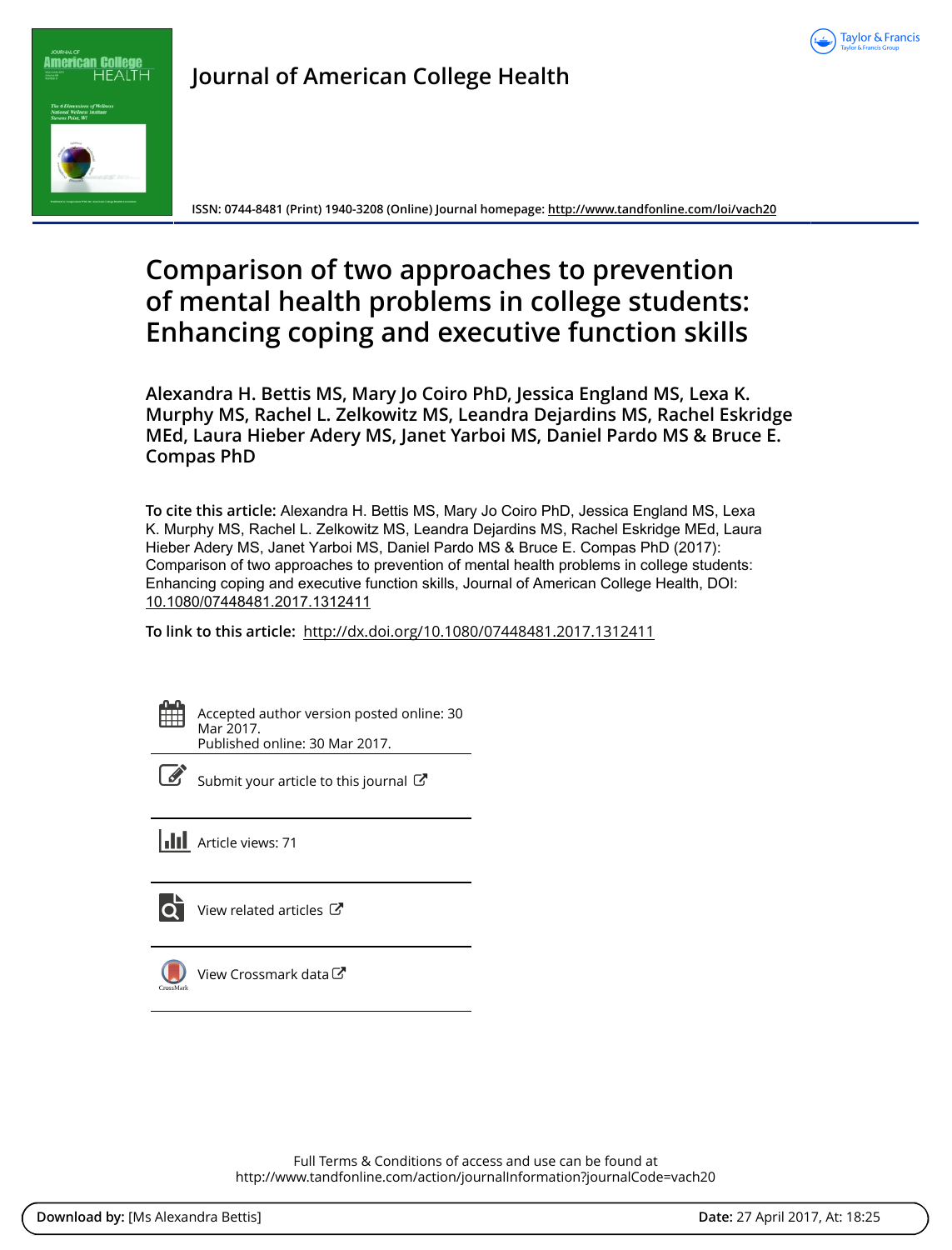# Journal of American College Health

ISSN: 0744-8481 (Print) 1940-3208 (Online) Journal homepage: http://www.tandfonline.com/loi/vach20

# Comparison of two approaches to prevention of mental health problems in college students: Enhancing coping and executive function skills

**Alexandra H. Bettis MS, Mary Jo Coiro PhD, Jessica England MS, Lexa K. Murphy MS, Rachel L. Zelkowitz MS, Leandra Dejardins MS, Rachel Eskridge MEd, Laura Hieber Adery MS, Janet Yarboi MS, Daniel Pardo MS & Bruce E. Compas PhD**

**To cite this article:** Alexandra H. Bettis MS, Mary Jo Coiro PhD, Jessica England MS, Lexa K. Murphy MS, Rachel L. Zelkowitz MS, Leandra Dejardins MS, Rachel Eskridge MEd, Laura Hieber Adery MS, Janet Yarboi MS, Daniel Pardo MS & Bruce E. Compas PhD (2017): Comparison of two approaches to prevention of mental health problems in college students: Enhancing coping and executive function skills, Journal of American College Health, DOI: 10.1080/07448481.2017.1312411

**To link to this article:** http://dx.doi.org/10.1080/07448481.2017.1312411

Accepted author version posted online: 30 Mar 2017.
Published online: 30 Mar 2017.

Submit your article to this journal

Article views: 71

View related articles

View Crossmark data

Full Terms & Conditions of access and use can be found at
http://www.tandfonline.com/action/journalInformation?journalCode=vach20

**Download by:** [Ms Alexandra Bettis] **Date:** 27 April 2017, At: 18:25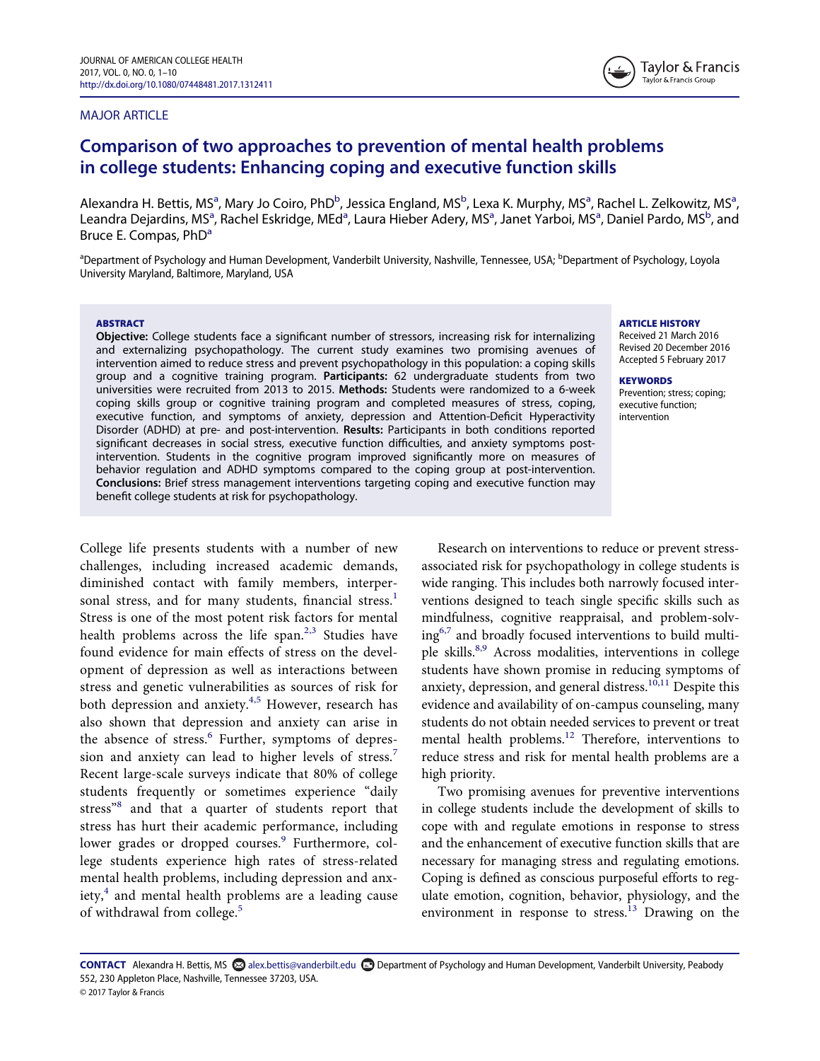MAJOR ARTICLE

# Comparison of two approaches to prevention of mental health problems in college students: Enhancing coping and executive function skills

Alexandra H. Bettis, MS[a], Mary Jo Coiro, PhD[b], Jessica England, MS[b], Lexa K. Murphy, MS[a], Rachel L. Zelkowitz, MS[a], Leandra Dejardins, MS[a], Rachel Eskridge, MEd[a], Laura Hieber Adery, MS[a], Janet Yarboi, MS[a], Daniel Pardo, MS[b], and Bruce E. Compas, PhD[a]

[a]Department of Psychology and Human Development, Vanderbilt University, Nashville, Tennessee, USA; [b]Department of Psychology, Loyola University Maryland, Baltimore, Maryland, USA

## ABSTRACT

**Objective:** College students face a significant number of stressors, increasing risk for internalizing and externalizing psychopathology. The current study examines two promising avenues of intervention aimed to reduce stress and prevent psychopathology in this population: a coping skills group and a cognitive training program. **Participants:** 62 undergraduate students from two universities were recruited from 2013 to 2015. **Methods:** Students were randomized to a 6-week coping skills group or cognitive training program and completed measures of stress, coping, executive function, and symptoms of anxiety, depression and Attention-Deficit Hyperactivity Disorder (ADHD) at pre- and post-intervention. **Results:** Participants in both conditions reported significant decreases in social stress, executive function difficulties, and anxiety symptoms post-intervention. Students in the cognitive program improved significantly more on measures of behavior regulation and ADHD symptoms compared to the coping group at post-intervention. **Conclusions:** Brief stress management interventions targeting coping and executive function may benefit college students at risk for psychopathology.

**ARTICLE HISTORY**
Received 21 March 2016
Revised 20 December 2016
Accepted 5 February 2017

**KEYWORDS**
Prevention; stress; coping; executive function; intervention

College life presents students with a number of new challenges, including increased academic demands, diminished contact with family members, interpersonal stress, and for many students, financial stress.[1] Stress is one of the most potent risk factors for mental health problems across the life span.[2,3] Studies have found evidence for main effects of stress on the development of depression as well as interactions between stress and genetic vulnerabilities as sources of risk for both depression and anxiety.[4,5] However, research has also shown that depression and anxiety can arise in the absence of stress.[6] Further, symptoms of depression and anxiety can lead to higher levels of stress.[7] Recent large-scale surveys indicate that 80% of college students frequently or sometimes experience "daily stress"[8] and that a quarter of students report that stress has hurt their academic performance, including lower grades or dropped courses.[9] Furthermore, college students experience high rates of stress-related mental health problems, including depression and anxiety,[4] and mental health problems are a leading cause of withdrawal from college.[5]

Research on interventions to reduce or prevent stress-associated risk for psychopathology in college students is wide ranging. This includes both narrowly focused interventions designed to teach single specific skills such as mindfulness, cognitive reappraisal, and problem-solving[6,7] and broadly focused interventions to build multiple skills.[8,9] Across modalities, interventions in college students have shown promise in reducing symptoms of anxiety, depression, and general distress.[10,11] Despite this evidence and availability of on-campus counseling, many students do not obtain needed services to prevent or treat mental health problems.[12] Therefore, interventions to reduce stress and risk for mental health problems are a high priority.

Two promising avenues for preventive interventions in college students include the development of skills to cope with and regulate emotions in response to stress and the enhancement of executive function skills that are necessary for managing stress and regulating emotions. Coping is defined as conscious purposeful efforts to regulate emotion, cognition, behavior, physiology, and the environment in response to stress.[13] Drawing on the

**CONTACT** Alexandra H. Bettis, MS alex.bettis@vanderbilt.edu Department of Psychology and Human Development, Vanderbilt University, Peabody 552, 230 Appleton Place, Nashville, Tennessee 37203, USA.
© 2017 Taylor & Francis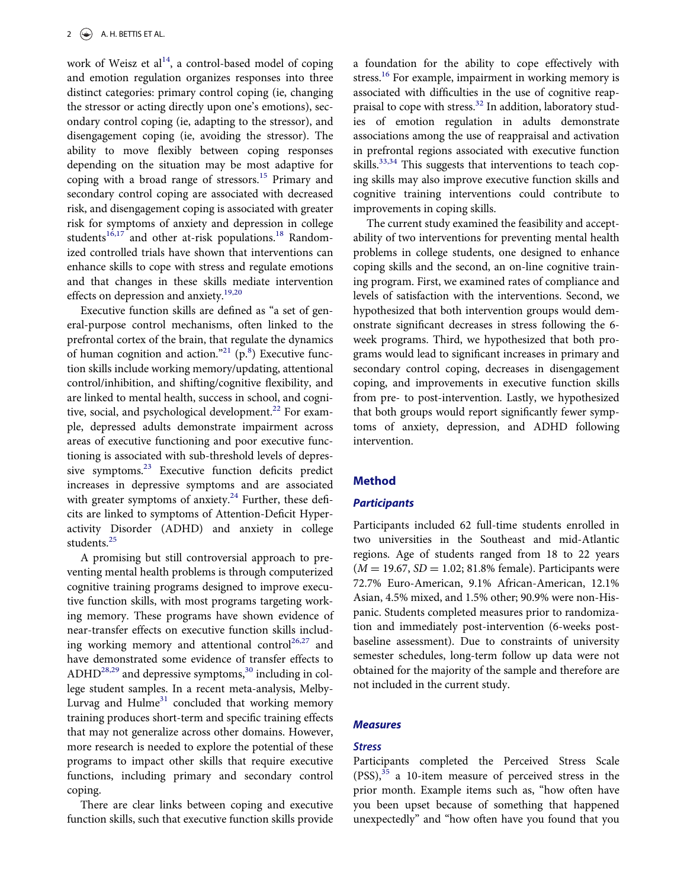work of Weisz et al[14], a control-based model of coping and emotion regulation organizes responses into three distinct categories: primary control coping (ie, changing the stressor or acting directly upon one's emotions), secondary control coping (ie, adapting to the stressor), and disengagement coping (ie, avoiding the stressor). The ability to move flexibly between coping responses depending on the situation may be most adaptive for coping with a broad range of stressors.[15] Primary and secondary control coping are associated with decreased risk, and disengagement coping is associated with greater risk for symptoms of anxiety and depression in college students[16,17] and other at-risk populations.[18] Randomized controlled trials have shown that interventions can enhance skills to cope with stress and regulate emotions and that changes in these skills mediate intervention effects on depression and anxiety.[19,20]

Executive function skills are defined as "a set of general-purpose control mechanisms, often linked to the prefrontal cortex of the brain, that regulate the dynamics of human cognition and action."[21] (p.[8]) Executive function skills include working memory/updating, attentional control/inhibition, and shifting/cognitive flexibility, and are linked to mental health, success in school, and cognitive, social, and psychological development.[22] For example, depressed adults demonstrate impairment across areas of executive functioning and poor executive functioning is associated with sub-threshold levels of depressive symptoms.[23] Executive function deficits predict increases in depressive symptoms and are associated with greater symptoms of anxiety.[24] Further, these deficits are linked to symptoms of Attention-Deficit Hyperactivity Disorder (ADHD) and anxiety in college students.[25]

A promising but still controversial approach to preventing mental health problems is through computerized cognitive training programs designed to improve executive function skills, with most programs targeting working memory. These programs have shown evidence of near-transfer effects on executive function skills including working memory and attentional control[26,27] and have demonstrated some evidence of transfer effects to ADHD[28,29] and depressive symptoms,[30] including in college student samples. In a recent meta-analysis, Melby-Lurvag and Hulme[31] concluded that working memory training produces short-term and specific training effects that may not generalize across other domains. However, more research is needed to explore the potential of these programs to impact other skills that require executive functions, including primary and secondary control coping.

There are clear links between coping and executive function skills, such that executive function skills provide a foundation for the ability to cope effectively with stress.[16] For example, impairment in working memory is associated with difficulties in the use of cognitive reappraisal to cope with stress.[32] In addition, laboratory studies of emotion regulation in adults demonstrate associations among the use of reappraisal and activation in prefrontal regions associated with executive function skills.[33,34] This suggests that interventions to teach coping skills may also improve executive function skills and cognitive training interventions could contribute to improvements in coping skills.

The current study examined the feasibility and acceptability of two interventions for preventing mental health problems in college students, one designed to enhance coping skills and the second, an on-line cognitive training program. First, we examined rates of compliance and levels of satisfaction with the interventions. Second, we hypothesized that both intervention groups would demonstrate significant decreases in stress following the 6-week programs. Third, we hypothesized that both programs would lead to significant increases in primary and secondary control coping, decreases in disengagement coping, and improvements in executive function skills from pre- to post-intervention. Lastly, we hypothesized that both groups would report significantly fewer symptoms of anxiety, depression, and ADHD following intervention.

## Method

### Participants

Participants included 62 full-time students enrolled in two universities in the Southeast and mid-Atlantic regions. Age of students ranged from 18 to 22 years ($M = 19.67$, $SD = 1.02$; 81.8% female). Participants were 72.7% Euro-American, 9.1% African-American, 12.1% Asian, 4.5% mixed, and 1.5% other; 90.9% were non-Hispanic. Students completed measures prior to randomization and immediately post-intervention (6-weeks post-baseline assessment). Due to constraints of university semester schedules, long-term follow up data were not obtained for the majority of the sample and therefore are not included in the current study.

### Measures

#### Stress

Participants completed the Perceived Stress Scale (PSS),[35] a 10-item measure of perceived stress in the prior month. Example items such as, "how often have you been upset because of something that happened unexpectedly" and "how often have you found that you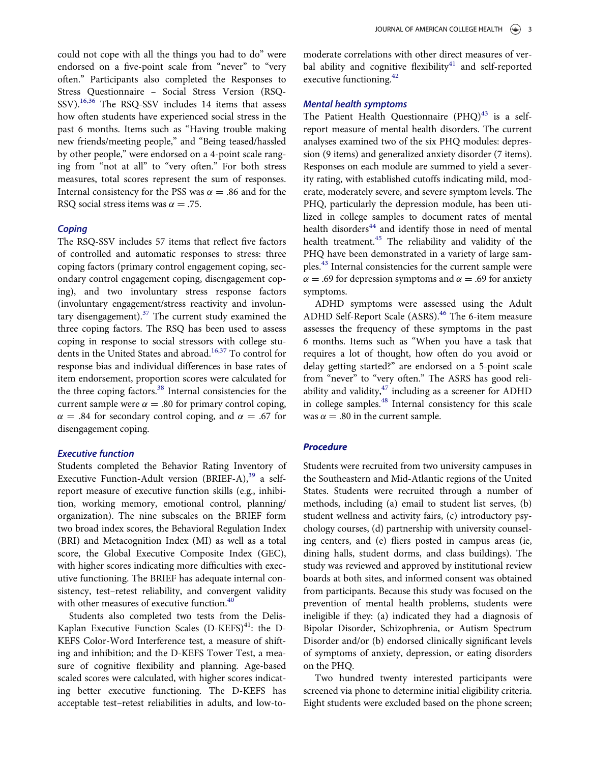could not cope with all the things you had to do" were endorsed on a five-point scale from "never" to "very often." Participants also completed the Responses to Stress Questionnaire – Social Stress Version (RSQ-SSV).[16,36] The RSQ-SSV includes 14 items that assess how often students have experienced social stress in the past 6 months. Items such as "Having trouble making new friends/meeting people," and "Being teased/hassled by other people," were endorsed on a 4-point scale ranging from "not at all" to "very often." For both stress measures, total scores represent the sum of responses. Internal consistency for the PSS was $\alpha = .86$ and for the RSQ social stress items was $\alpha = .75$.

### *Coping*

The RSQ-SSV includes 57 items that reflect five factors of controlled and automatic responses to stress: three coping factors (primary control engagement coping, secondary control engagement coping, disengagement coping), and two involuntary stress response factors (involuntary engagement/stress reactivity and involuntary disengagement).[37] The current study examined the three coping factors. The RSQ has been used to assess coping in response to social stressors with college students in the United States and abroad.[16,37] To control for response bias and individual differences in base rates of item endorsement, proportion scores were calculated for the three coping factors.[38] Internal consistencies for the current sample were $\alpha = .80$ for primary control coping, $\alpha = .84$ for secondary control coping, and $\alpha = .67$ for disengagement coping.

### *Executive function*

Students completed the Behavior Rating Inventory of Executive Function-Adult version (BRIEF-A),[39] a self-report measure of executive function skills (e.g., inhibition, working memory, emotional control, planning/organization). The nine subscales on the BRIEF form two broad index scores, the Behavioral Regulation Index (BRI) and Metacognition Index (MI) as well as a total score, the Global Executive Composite Index (GEC), with higher scores indicating more difficulties with executive functioning. The BRIEF has adequate internal consistency, test–retest reliability, and convergent validity with other measures of executive function.[40]

Students also completed two tests from the Delis-Kaplan Executive Function Scales (D-KEFS)[41]: the D-KEFS Color-Word Interference test, a measure of shifting and inhibition; and the D-KEFS Tower Test, a measure of cognitive flexibility and planning. Age-based scaled scores were calculated, with higher scores indicating better executive functioning. The D-KEFS has acceptable test–retest reliabilities in adults, and low-to-moderate correlations with other direct measures of verbal ability and cognitive flexibility[41] and self-reported executive functioning.[42]

### *Mental health symptoms*

The Patient Health Questionnaire (PHQ)[43] is a self-report measure of mental health disorders. The current analyses examined two of the six PHQ modules: depression (9 items) and generalized anxiety disorder (7 items). Responses on each module are summed to yield a severity rating, with established cutoffs indicating mild, moderate, moderately severe, and severe symptom levels. The PHQ, particularly the depression module, has been utilized in college samples to document rates of mental health disorders[44] and identify those in need of mental health treatment.[45] The reliability and validity of the PHQ have been demonstrated in a variety of large samples.[43] Internal consistencies for the current sample were $\alpha = .69$ for depression symptoms and $\alpha = .69$ for anxiety symptoms.

ADHD symptoms were assessed using the Adult ADHD Self-Report Scale (ASRS).[46] The 6-item measure assesses the frequency of these symptoms in the past 6 months. Items such as "When you have a task that requires a lot of thought, how often do you avoid or delay getting started?" are endorsed on a 5-point scale from "never" to "very often." The ASRS has good reliability and validity,[47] including as a screener for ADHD in college samples.[48] Internal consistency for this scale was $\alpha = .80$ in the current sample.

### *Procedure*

Students were recruited from two university campuses in the Southeastern and Mid-Atlantic regions of the United States. Students were recruited through a number of methods, including (a) email to student list serves, (b) student wellness and activity fairs, (c) introductory psychology courses, (d) partnership with university counseling centers, and (e) fliers posted in campus areas (ie, dining halls, student dorms, and class buildings). The study was reviewed and approved by institutional review boards at both sites, and informed consent was obtained from participants. Because this study was focused on the prevention of mental health problems, students were ineligible if they: (a) indicated they had a diagnosis of Bipolar Disorder, Schizophrenia, or Autism Spectrum Disorder and/or (b) endorsed clinically significant levels of symptoms of anxiety, depression, or eating disorders on the PHQ.

Two hundred twenty interested participants were screened via phone to determine initial eligibility criteria. Eight students were excluded based on the phone screen;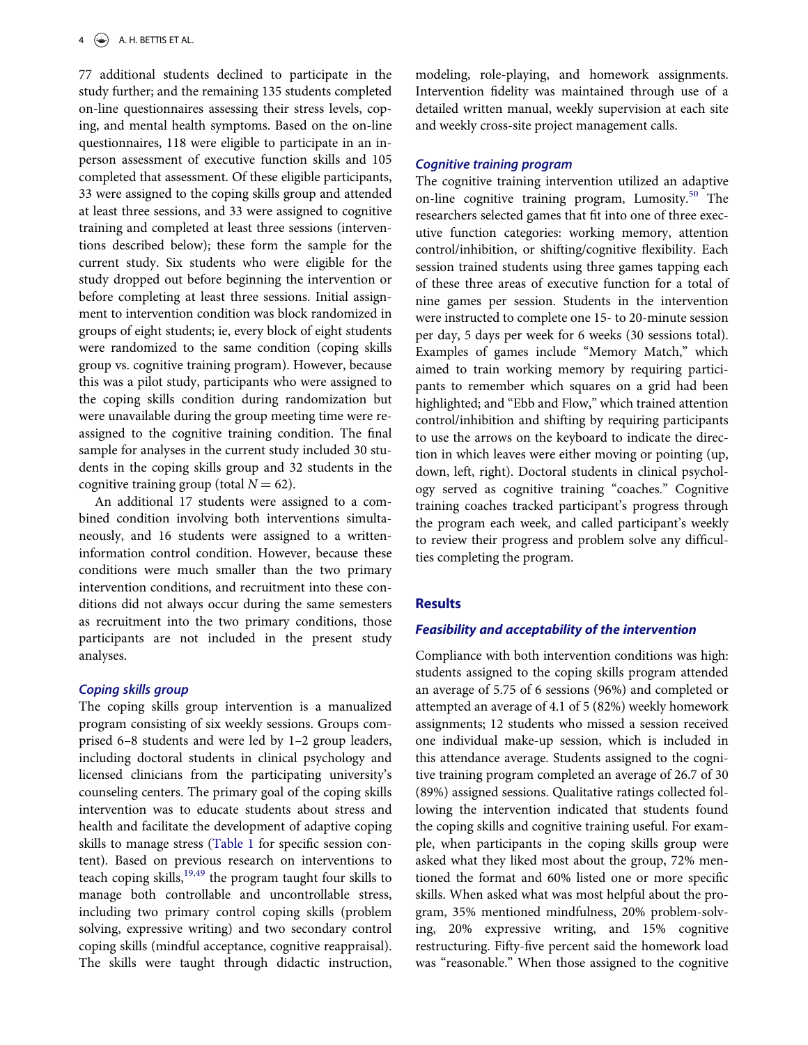77 additional students declined to participate in the study further; and the remaining 135 students completed on-line questionnaires assessing their stress levels, coping, and mental health symptoms. Based on the on-line questionnaires, 118 were eligible to participate in an in-person assessment of executive function skills and 105 completed that assessment. Of these eligible participants, 33 were assigned to the coping skills group and attended at least three sessions, and 33 were assigned to cognitive training and completed at least three sessions (interventions described below); these form the sample for the current study. Six students who were eligible for the study dropped out before beginning the intervention or before completing at least three sessions. Initial assignment to intervention condition was block randomized in groups of eight students; ie, every block of eight students were randomized to the same condition (coping skills group vs. cognitive training program). However, because this was a pilot study, participants who were assigned to the coping skills condition during randomization but were unavailable during the group meeting time were re-assigned to the cognitive training condition. The final sample for analyses in the current study included 30 students in the coping skills group and 32 students in the cognitive training group (total $N = 62$).

An additional 17 students were assigned to a combined condition involving both interventions simultaneously, and 16 students were assigned to a written-information control condition. However, because these conditions were much smaller than the two primary intervention conditions, and recruitment into these conditions did not always occur during the same semesters as recruitment into the two primary conditions, those participants are not included in the present study analyses.

### *Coping skills group*

The coping skills group intervention is a manualized program consisting of six weekly sessions. Groups comprised 6–8 students and were led by 1–2 group leaders, including doctoral students in clinical psychology and licensed clinicians from the participating university's counseling centers. The primary goal of the coping skills intervention was to educate students about stress and health and facilitate the development of adaptive coping skills to manage stress (Table 1 for specific session content). Based on previous research on interventions to teach coping skills,[19,49] the program taught four skills to manage both controllable and uncontrollable stress, including two primary control coping skills (problem solving, expressive writing) and two secondary control coping skills (mindful acceptance, cognitive reappraisal). The skills were taught through didactic instruction, modeling, role-playing, and homework assignments. Intervention fidelity was maintained through use of a detailed written manual, weekly supervision at each site and weekly cross-site project management calls.

### *Cognitive training program*

The cognitive training intervention utilized an adaptive on-line cognitive training program, Lumosity.[50] The researchers selected games that fit into one of three executive function categories: working memory, attention control/inhibition, or shifting/cognitive flexibility. Each session trained students using three games tapping each of these three areas of executive function for a total of nine games per session. Students in the intervention were instructed to complete one 15- to 20-minute session per day, 5 days per week for 6 weeks (30 sessions total). Examples of games include "Memory Match," which aimed to train working memory by requiring participants to remember which squares on a grid had been highlighted; and "Ebb and Flow," which trained attention control/inhibition and shifting by requiring participants to use the arrows on the keyboard to indicate the direction in which leaves were either moving or pointing (up, down, left, right). Doctoral students in clinical psychology served as cognitive training "coaches." Cognitive training coaches tracked participant's progress through the program each week, and called participant's weekly to review their progress and problem solve any difficulties completing the program.

## Results

### *Feasibility and acceptability of the intervention*

Compliance with both intervention conditions was high: students assigned to the coping skills program attended an average of 5.75 of 6 sessions (96%) and completed or attempted an average of 4.1 of 5 (82%) weekly homework assignments; 12 students who missed a session received one individual make-up session, which is included in this attendance average. Students assigned to the cognitive training program completed an average of 26.7 of 30 (89%) assigned sessions. Qualitative ratings collected following the intervention indicated that students found the coping skills and cognitive training useful. For example, when participants in the coping skills group were asked what they liked most about the group, 72% mentioned the format and 60% listed one or more specific skills. When asked what was most helpful about the program, 35% mentioned mindfulness, 20% problem-solving, 20% expressive writing, and 15% cognitive restructuring. Fifty-five percent said the homework load was "reasonable." When those assigned to the cognitive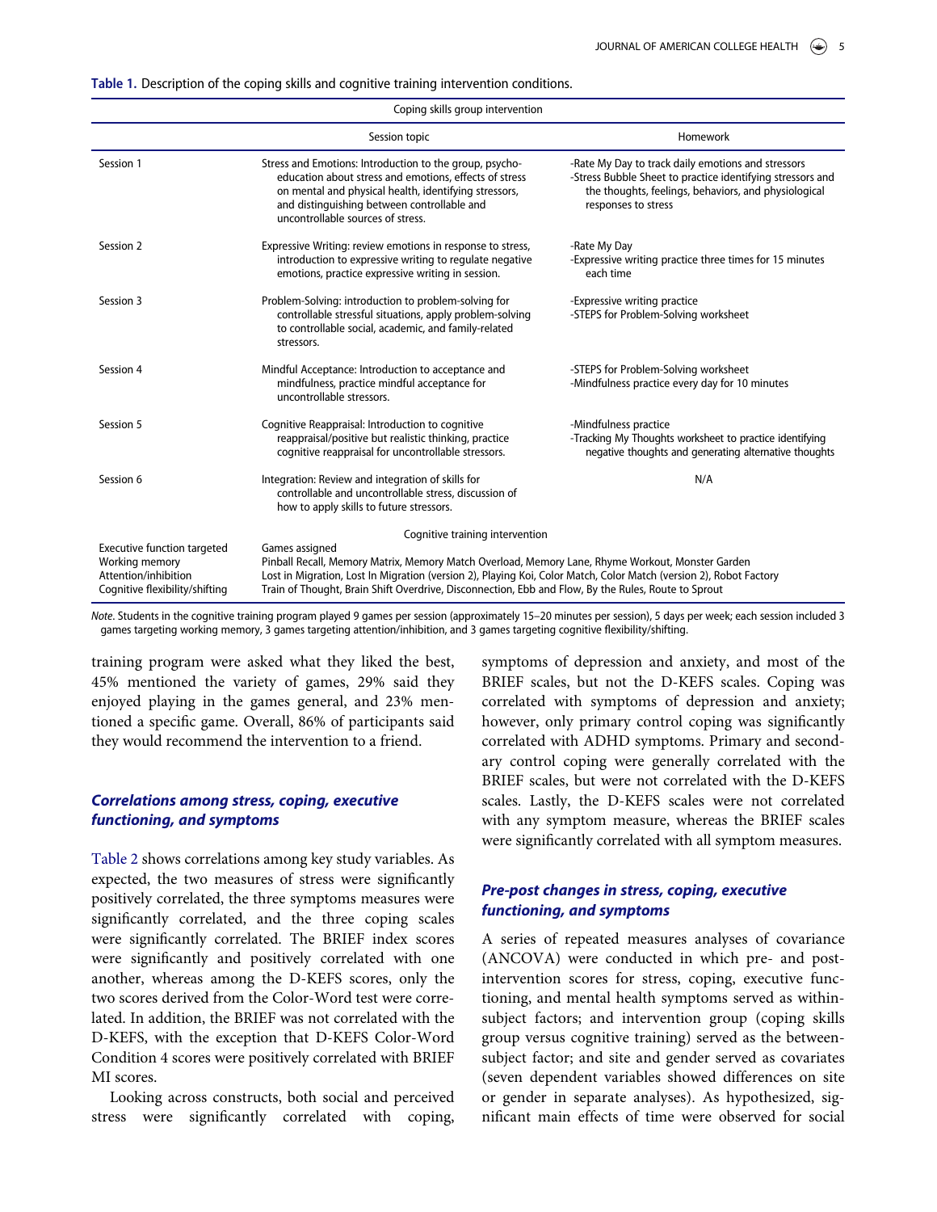**Table 1.** Description of the coping skills and cognitive training intervention conditions.

| Coping skills group intervention | | |
|---|---|---|
| | Session topic | Homework |
| Session 1 | Stress and Emotions: Introduction to the group, psycho-education about stress and emotions, effects of stress on mental and physical health, identifying stressors, and distinguishing between controllable and uncontrollable sources of stress. | -Rate My Day to track daily emotions and stressors<br>-Stress Bubble Sheet to practice identifying stressors and the thoughts, feelings, behaviors, and physiological responses to stress |
| Session 2 | Expressive Writing: review emotions in response to stress, introduction to expressive writing to regulate negative emotions, practice expressive writing in session. | -Rate My Day<br>-Expressive writing practice three times for 15 minutes each time |
| Session 3 | Problem-Solving: introduction to problem-solving for controllable stressful situations, apply problem-solving to controllable social, academic, and family-related stressors. | -Expressive writing practice<br>-STEPS for Problem-Solving worksheet |
| Session 4 | Mindful Acceptance: Introduction to acceptance and mindfulness, practice mindful acceptance for uncontrollable stressors. | -STEPS for Problem-Solving worksheet<br>-Mindfulness practice every day for 10 minutes |
| Session 5 | Cognitive Reappraisal: Introduction to cognitive reappraisal/positive but realistic thinking, practice cognitive reappraisal for uncontrollable stressors. | -Mindfulness practice<br>-Tracking My Thoughts worksheet to practice identifying negative thoughts and generating alternative thoughts |
| Session 6 | Integration: Review and integration of skills for controllable and uncontrollable stress, discussion of how to apply skills to future stressors. | N/A |
| Cognitive training intervention | | |
| Executive function targeted | Games assigned | |
| Working memory | Pinball Recall, Memory Matrix, Memory Match Overload, Memory Lane, Rhyme Workout, Monster Garden | |
| Attention/inhibition | Lost in Migration, Lost In Migration (version 2), Playing Koi, Color Match, Color Match (version 2), Robot Factory | |
| Cognitive flexibility/shifting | Train of Thought, Brain Shift Overdrive, Disconnection, Ebb and Flow, By the Rules, Route to Sprout | |

*Note*. Students in the cognitive training program played 9 games per session (approximately 15–20 minutes per session), 5 days per week; each session included 3 games targeting working memory, 3 games targeting attention/inhibition, and 3 games targeting cognitive flexibility/shifting.

training program were asked what they liked the best, 45% mentioned the variety of games, 29% said they enjoyed playing in the games general, and 23% mentioned a specific game. Overall, 86% of participants said they would recommend the intervention to a friend.

### *Correlations among stress, coping, executive functioning, and symptoms*

Table 2 shows correlations among key study variables. As expected, the two measures of stress were significantly positively correlated, the three symptoms measures were significantly correlated, and the three coping scales were significantly correlated. The BRIEF index scores were significantly and positively correlated with one another, whereas among the D-KEFS scores, only the two scores derived from the Color-Word test were correlated. In addition, the BRIEF was not correlated with the D-KEFS, with the exception that D-KEFS Color-Word Condition 4 scores were positively correlated with BRIEF MI scores.

Looking across constructs, both social and perceived stress were significantly correlated with coping, symptoms of depression and anxiety, and most of the BRIEF scales, but not the D-KEFS scales. Coping was correlated with symptoms of depression and anxiety; however, only primary control coping was significantly correlated with ADHD symptoms. Primary and secondary control coping were generally correlated with the BRIEF scales, but were not correlated with the D-KEFS scales. Lastly, the D-KEFS scales were not correlated with any symptom measure, whereas the BRIEF scales were significantly correlated with all symptom measures.

### *Pre-post changes in stress, coping, executive functioning, and symptoms*

A series of repeated measures analyses of covariance (ANCOVA) were conducted in which pre- and post-intervention scores for stress, coping, executive functioning, and mental health symptoms served as within-subject factors; and intervention group (coping skills group versus cognitive training) served as the between-subject factor; and site and gender served as covariates (seven dependent variables showed differences on site or gender in separate analyses). As hypothesized, significant main effects of time were observed for social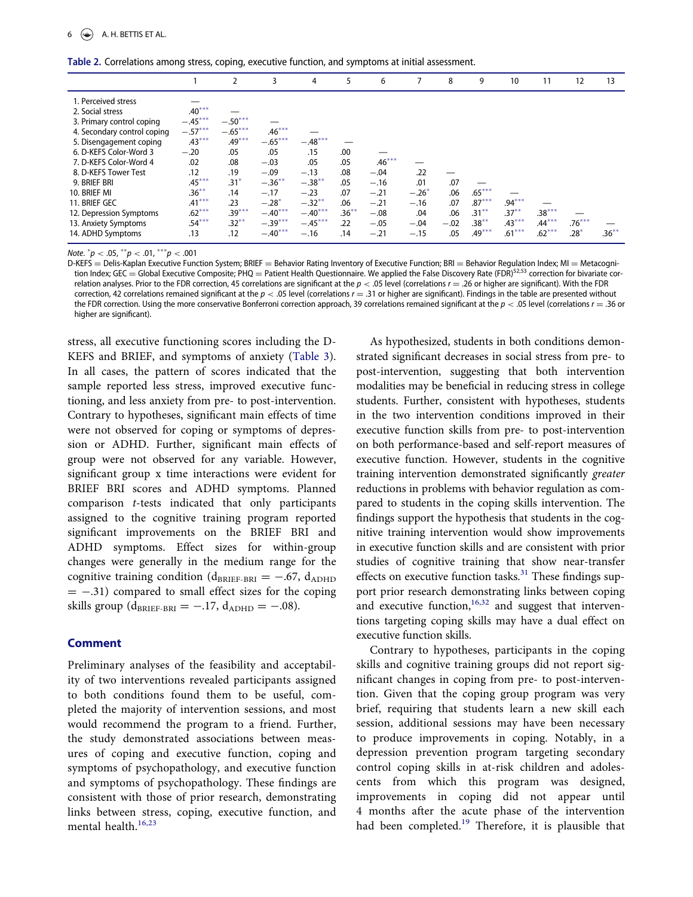**Table 2.** Correlations among stress, coping, executive function, and symptoms at initial assessment.

| | 1 | 2 | 3 | 4 | 5 | 6 | 7 | 8 | 9 | 10 | 11 | 12 | 13 |
|---|---|---|---|---|---|---|---|---|---|---|---|---|---|
| 1. Perceived stress | — | | | | | | | | | | | | |
| 2. Social stress | .40*** | — | | | | | | | | | | | |
| 3. Primary control coping | −.45*** | −.50*** | — | | | | | | | | | | |
| 4. Secondary control coping | −.57*** | −.65*** | .46*** | — | | | | | | | | | |
| 5. Disengagement coping | .43*** | .49*** | −.65*** | −.48*** | — | | | | | | | | |
| 6. D-KEFS Color-Word 3 | −.20 | .05 | .05 | .15 | .00 | — | | | | | | | |
| 7. D-KEFS Color-Word 4 | .02 | .08 | −.03 | .05 | .05 | .46*** | — | | | | | | |
| 8. D-KEFS Tower Test | .12 | .19 | −.09 | −.13 | .08 | −.04 | .22 | — | | | | | |
| 9. BRIEF BRI | .45*** | .31* | −.36** | −.38** | .05 | −.16 | .01 | .07 | — | | | | |
| 10. BRIEF MI | .36** | .14 | −.17 | −.23 | .07 | −.21 | −.26* | .06 | .65*** | — | | | |
| 11. BRIEF GEC | .41*** | .23 | −.28* | −.32** | .06 | −.21 | −.16 | .07 | .87*** | .94*** | — | | |
| 12. Depression Symptoms | .62*** | .39*** | −.40*** | −.40*** | .36** | −.08 | .04 | .06 | .31** | .37** | .38*** | — | |
| 13. Anxiety Symptoms | .54*** | .32** | −.39*** | −.45*** | .22 | −.05 | −.04 | −.02 | .38** | .43*** | .44*** | .76*** | — |
| 14. ADHD Symptoms | .13 | .12 | −.40*** | −.16 | .14 | −.21 | −.15 | .05 | .49*** | .61*** | .62*** | .28* | .36** |

*Note.* \*$p < .05$, \*\*$p < .01$, \*\*\*$p < .001$

D-KEFS = Delis-Kaplan Executive Function System; BRIEF = Behavior Rating Inventory of Executive Function; BRI = Behavior Regulation Index; MI = Metacognition Index; GEC = Global Executive Composite; PHQ = Patient Health Questionnaire. We applied the False Discovery Rate (FDR)[52,53] correction for bivariate correlation analyses. Prior to the FDR correction, 45 correlations are significant at the $p < .05$ level (correlations $r = .26$ or higher are significant). With the FDR correction, 42 correlations remained significant at the $p < .05$ level (correlations $r = .31$ or higher are significant). Findings in the table are presented without the FDR correction. Using the more conservative Bonferroni correction approach, 39 correlations remained significant at the $p < .05$ level (correlations $r = .36$ or higher are significant).

stress, all executive functioning scores including the D-KEFS and BRIEF, and symptoms of anxiety (Table 3). In all cases, the pattern of scores indicated that the sample reported less stress, improved executive functioning, and less anxiety from pre- to post-intervention. Contrary to hypotheses, significant main effects of time were not observed for coping or symptoms of depression or ADHD. Further, significant main effects of group were not observed for any variable. However, significant group x time interactions were evident for BRIEF BRI scores and ADHD symptoms. Planned comparison *t*-tests indicated that only participants assigned to the cognitive training program reported significant improvements on the BRIEF BRI and ADHD symptoms. Effect sizes for within-group changes were generally in the medium range for the cognitive training condition ($d_{BRIEF\text{-}BRI} = -.67$, $d_{ADHD} = -.31$) compared to small effect sizes for the coping skills group ($d_{BRIEF\text{-}BRI} = -.17$, $d_{ADHD} = -.08$).

## Comment

Preliminary analyses of the feasibility and acceptability of two interventions revealed participants assigned to both conditions found them to be useful, completed the majority of intervention sessions, and most would recommend the program to a friend. Further, the study demonstrated associations between measures of coping and executive function, coping and symptoms of psychopathology, and executive function and symptoms of psychopathology. These findings are consistent with those of prior research, demonstrating links between stress, coping, executive function, and mental health.[16,23]

As hypothesized, students in both conditions demonstrated significant decreases in social stress from pre- to post-intervention, suggesting that both intervention modalities may be beneficial in reducing stress in college students. Further, consistent with hypotheses, students in the two intervention conditions improved in their executive function skills from pre- to post-intervention on both performance-based and self-report measures of executive function. However, students in the cognitive training intervention demonstrated significantly *greater* reductions in problems with behavior regulation as compared to students in the coping skills intervention. The findings support the hypothesis that students in the cognitive training intervention would show improvements in executive function skills and are consistent with prior studies of cognitive training that show near-transfer effects on executive function tasks.[31] These findings support prior research demonstrating links between coping and executive function,[16,32] and suggest that interventions targeting coping skills may have a dual effect on executive function skills.

Contrary to hypotheses, participants in the coping skills and cognitive training groups did not report significant changes in coping from pre- to post-intervention. Given that the coping group program was very brief, requiring that students learn a new skill each session, additional sessions may have been necessary to produce improvements in coping. Notably, in a depression prevention program targeting secondary control coping skills in at-risk children and adolescents from which this program was designed, improvements in coping did not appear until 4 months after the acute phase of the intervention had been completed.[19] Therefore, it is plausible that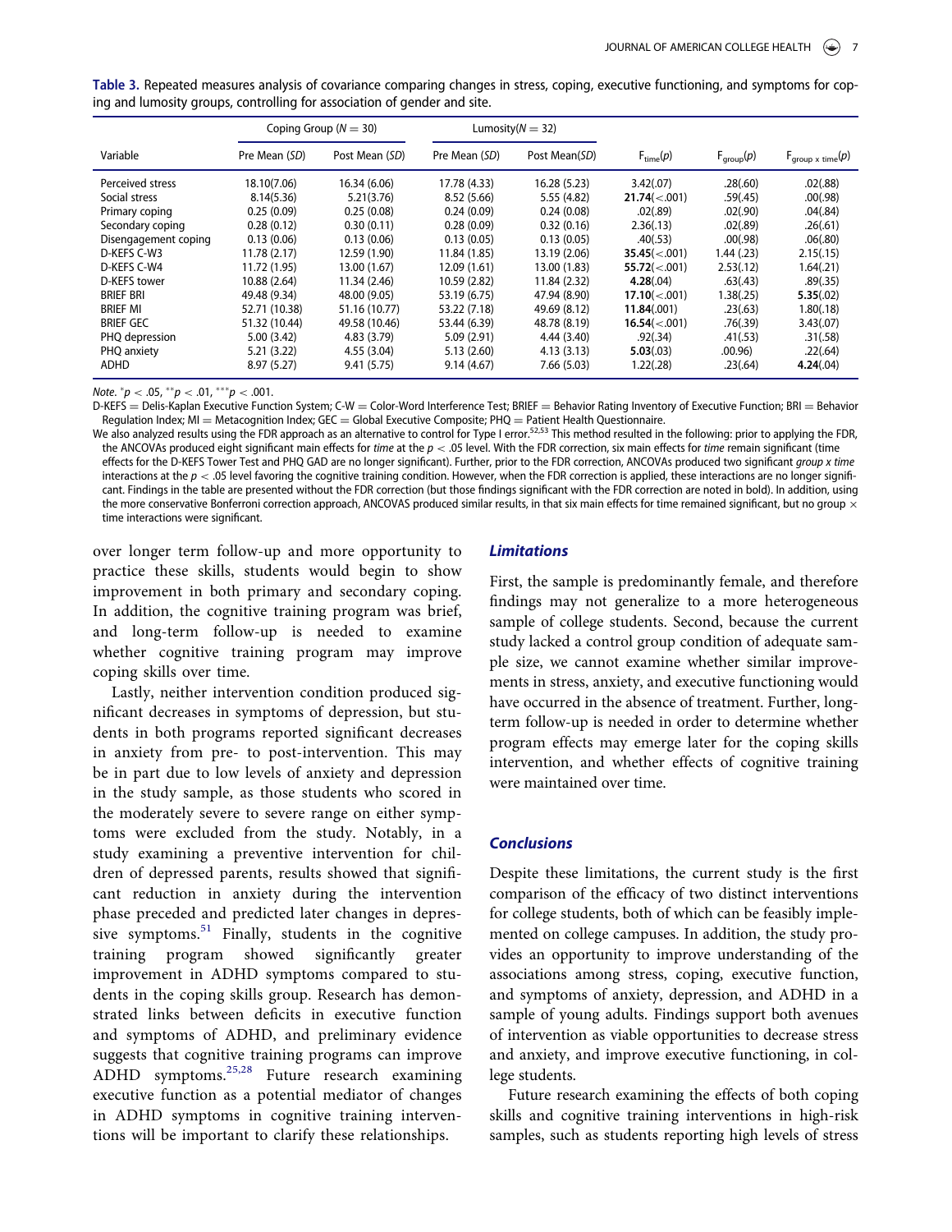**Table 3.** Repeated measures analysis of covariance comparing changes in stress, coping, executive functioning, and symptoms for coping and lumosity groups, controlling for association of gender and site.

| Variable | Coping Group ($N = 30$) | | Lumosity($N = 32$) | | | | |
|---|---|---|---|---|---|---|---|
| | Pre Mean (*SD*) | Post Mean (*SD*) | Pre Mean (*SD*) | Post Mean(*SD*) | $F_{time}(p)$ | $F_{group}(p)$ | $F_{group \times time}(p)$ |
| Perceived stress | 18.10(7.06) | 16.34 (6.06) | 17.78 (4.33) | 16.28 (5.23) | 3.42(.07) | .28(.60) | .02(.88) |
| Social stress | 8.14(5.36) | 5.21(3.76) | 8.52 (5.66) | 5.55 (4.82) | **21.74**(<.001) | .59(.45) | .00(.98) |
| Primary coping | 0.25 (0.09) | 0.25 (0.08) | 0.24 (0.09) | 0.24 (0.08) | .02(.89) | .02(.90) | .04(.84) |
| Secondary coping | 0.28 (0.12) | 0.30 (0.11) | 0.28 (0.09) | 0.32 (0.16) | 2.36(.13) | .02(.89) | .26(.61) |
| Disengagement coping | 0.13 (0.06) | 0.13 (0.06) | 0.13 (0.05) | 0.13 (0.05) | .40(.53) | .00(.98) | .06(.80) |
| D-KEFS C-W3 | 11.78 (2.17) | 12.59 (1.90) | 11.84 (1.85) | 13.19 (2.06) | **35.45**(<.001) | 1.44 (.23) | 2.15(.15) |
| D-KEFS C-W4 | 11.72 (1.95) | 13.00 (1.67) | 12.09 (1.61) | 13.00 (1.83) | **55.72**(<.001) | 2.53(.12) | 1.64(.21) |
| D-KEFS tower | 10.88 (2.64) | 11.34 (2.46) | 10.59 (2.82) | 11.84 (2.32) | **4.28**(.04) | .63(.43) | .89(.35) |
| BRIEF BRI | 49.48 (9.34) | 48.00 (9.05) | 53.19 (6.75) | 47.94 (8.90) | **17.10**(<.001) | 1.38(.25) | **5.35**(.02) |
| BRIEF MI | 52.71 (10.38) | 51.16 (10.77) | 53.22 (7.18) | 49.69 (8.12) | **11.84**(.001) | .23(.63) | 1.80(.18) |
| BRIEF GEC | 51.32 (10.44) | 49.58 (10.46) | 53.44 (6.39) | 48.78 (8.19) | **16.54**(<.001) | .76(.39) | 3.43(.07) |
| PHQ depression | 5.00 (3.42) | 4.83 (3.79) | 5.09 (2.91) | 4.44 (3.40) | .92(.34) | .41(.53) | .31(.58) |
| PHQ anxiety | 5.21 (3.22) | 4.55 (3.04) | 5.13 (2.60) | 4.13 (3.13) | **5.03**(.03) | .00.96) | .22(.64) |
| ADHD | 8.97 (5.27) | 9.41 (5.75) | 9.14 (4.67) | 7.66 (5.03) | 1.22(.28) | .23(.64) | **4.24**(.04) |

*Note.* $^{*}p < .05$, $^{**}p < .01$, $^{***}p < .001$.

D-KEFS = Delis-Kaplan Executive Function System; C-W = Color-Word Interference Test; BRIEF = Behavior Rating Inventory of Executive Function; BRI = Behavior Regulation Index; MI = Metacognition Index; GEC = Global Executive Composite; PHQ = Patient Health Questionnaire.

We also analyzed results using the FDR approach as an alternative to control for Type I error.[52,53] This method resulted in the following: prior to applying the FDR, the ANCOVAs produced eight significant main effects for *time* at the $p < .05$ level. With the FDR correction, six main effects for *time* remain significant (time effects for the D-KEFS Tower Test and PHQ GAD are no longer significant). Further, prior to the FDR correction, ANCOVAs produced two significant *group x time* interactions at the $p < .05$ level favoring the cognitive training condition. However, when the FDR correction is applied, these interactions are no longer significant. Findings in the table are presented without the FDR correction (but those findings significant with the FDR correction are noted in bold). In addition, using the more conservative Bonferroni correction approach, ANCOVAS produced similar results, in that six main effects for time remained significant, but no group × time interactions were significant.

over longer term follow-up and more opportunity to practice these skills, students would begin to show improvement in both primary and secondary coping. In addition, the cognitive training program was brief, and long-term follow-up is needed to examine whether cognitive training program may improve coping skills over time.

Lastly, neither intervention condition produced significant decreases in symptoms of depression, but students in both programs reported significant decreases in anxiety from pre- to post-intervention. This may be in part due to low levels of anxiety and depression in the study sample, as those students who scored in the moderately severe to severe range on either symptoms were excluded from the study. Notably, in a study examining a preventive intervention for children of depressed parents, results showed that significant reduction in anxiety during the intervention phase preceded and predicted later changes in depressive symptoms.[51] Finally, students in the cognitive training program showed significantly greater improvement in ADHD symptoms compared to students in the coping skills group. Research has demonstrated links between deficits in executive function and symptoms of ADHD, and preliminary evidence suggests that cognitive training programs can improve ADHD symptoms.[25,28] Future research examining executive function as a potential mediator of changes in ADHD symptoms in cognitive training interventions will be important to clarify these relationships.

## Limitations

First, the sample is predominantly female, and therefore findings may not generalize to a more heterogeneous sample of college students. Second, because the current study lacked a control group condition of adequate sample size, we cannot examine whether similar improvements in stress, anxiety, and executive functioning would have occurred in the absence of treatment. Further, long-term follow-up is needed in order to determine whether program effects may emerge later for the coping skills intervention, and whether effects of cognitive training were maintained over time.

## Conclusions

Despite these limitations, the current study is the first comparison of the efficacy of two distinct interventions for college students, both of which can be feasibly implemented on college campuses. In addition, the study provides an opportunity to improve understanding of the associations among stress, coping, executive function, and symptoms of anxiety, depression, and ADHD in a sample of young adults. Findings support both avenues of intervention as viable opportunities to decrease stress and anxiety, and improve executive functioning, in college students.

Future research examining the effects of both coping skills and cognitive training interventions in high-risk samples, such as students reporting high levels of stress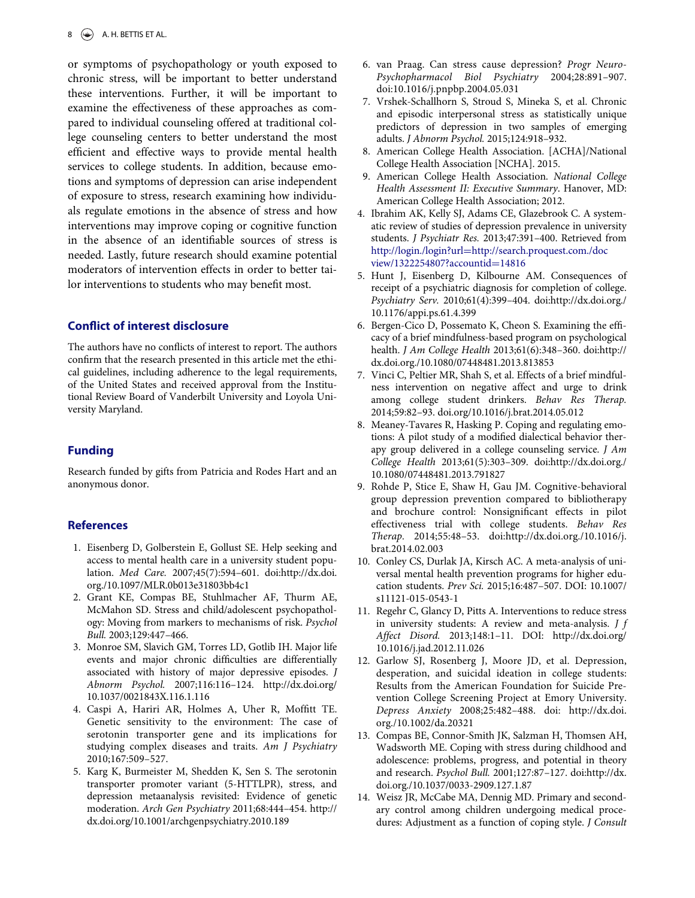or symptoms of psychopathology or youth exposed to chronic stress, will be important to better understand these interventions. Further, it will be important to examine the effectiveness of these approaches as compared to individual counseling offered at traditional college counseling centers to better understand the most efficient and effective ways to provide mental health services to college students. In addition, because emotions and symptoms of depression can arise independent of exposure to stress, research examining how individuals regulate emotions in the absence of stress and how interventions may improve coping or cognitive function in the absence of an identifiable sources of stress is needed. Lastly, future research should examine potential moderators of intervention effects in order to better tailor interventions to students who may benefit most.

## Conflict of interest disclosure

The authors have no conflicts of interest to report. The authors confirm that the research presented in this article met the ethical guidelines, including adherence to the legal requirements, of the United States and received approval from the Institutional Review Board of Vanderbilt University and Loyola University Maryland.

## Funding

Research funded by gifts from Patricia and Rodes Hart and an anonymous donor.

## References

1. Eisenberg D, Golberstein E, Gollust SE. Help seeking and access to mental health care in a university student population. *Med Care.* 2007;45(7):594–601. doi:http://dx.doi.org./10.1097/MLR.0b013e31803bb4c1
2. Grant KE, Compas BE, Stuhlmacher AF, Thurm AE, McMahon SD. Stress and child/adolescent psychopathology: Moving from markers to mechanisms of risk. *Psychol Bull.* 2003;129:447–466.
3. Monroe SM, Slavich GM, Torres LD, Gotlib IH. Major life events and major chronic difficulties are differentially associated with history of major depressive episodes. *J Abnorm Psychol.* 2007;116:116–124. http://dx.doi.org/10.1037/0021843X.116.1.116
4. Caspi A, Hariri AR, Holmes A, Uher R, Moffitt TE. Genetic sensitivity to the environment: The case of serotonin transporter gene and its implications for studying complex diseases and traits. *Am J Psychiatry* 2010;167:509–527.
5. Karg K, Burmeister M, Shedden K, Sen S. The serotonin transporter promoter variant (5-HTTLPR), stress, and depression metaanalysis revisited: Evidence of genetic moderation. *Arch Gen Psychiatry* 2011;68:444–454. http://dx.doi.org/10.1001/archgenpsychiatry.2010.189
6. van Praag. Can stress cause depression? *Progr Neuro-Psychopharmacol Biol Psychiatry* 2004;28:891–907. doi:10.1016/j.pnpbp.2004.05.031
7. Vrshek-Schallhorn S, Stroud S, Mineka S, et al. Chronic and episodic interpersonal stress as statistically unique predictors of depression in two samples of emerging adults. *J Abnorm Psychol.* 2015;124:918–932.
8. American College Health Association. [ACHA]/National College Health Association [NCHA]. 2015.
9. American College Health Association. *National College Health Assessment II: Executive Summary*. Hanover, MD: American College Health Association; 2012.
4. Ibrahim AK, Kelly SJ, Adams CE, Glazebrook C. A systematic review of studies of depression prevalence in university students. *J Psychiatr Res.* 2013;47:391–400. Retrieved from http://login./login?url=http://search.proquest.com./docview/1322254807?accountid=14816
5. Hunt J, Eisenberg D, Kilbourne AM. Consequences of receipt of a psychiatric diagnosis for completion of college. *Psychiatry Serv.* 2010;61(4):399–404. doi:http://dx.doi.org./10.1176/appi.ps.61.4.399
6. Bergen-Cico D, Possemato K, Cheon S. Examining the efficacy of a brief mindfulness-based program on psychological health. *J Am College Health* 2013;61(6):348–360. doi:http://dx.doi.org./10.1080/07448481.2013.813853
7. Vinci C, Peltier MR, Shah S, et al. Effects of a brief mindfulness intervention on negative affect and urge to drink among college student drinkers. *Behav Res Therap.* 2014;59:82–93. doi.org/10.1016/j.brat.2014.05.012
8. Meaney-Tavares R, Hasking P. Coping and regulating emotions: A pilot study of a modified dialectical behavior therapy group delivered in a college counseling service. *J Am College Health* 2013;61(5):303–309. doi:http://dx.doi.org./10.1080/07448481.2013.791827
9. Rohde P, Stice E, Shaw H, Gau JM. Cognitive-behavioral group depression prevention compared to bibliotherapy and brochure control: Nonsignificant effects in pilot effectiveness trial with college students. *Behav Res Therap.* 2014;55:48–53. doi:http://dx.doi.org./10.1016/j.brat.2014.02.003
10. Conley CS, Durlak JA, Kirsch AC. A meta-analysis of universal mental health prevention programs for higher education students. *Prev Sci.* 2015;16:487–507. DOI: 10.1007/s11121-015-0543-1
11. Regehr C, Glancy D, Pitts A. Interventions to reduce stress in university students: A review and meta-analysis. *J f Affect Disord.* 2013;148:1–11. DOI: http://dx.doi.org/10.1016/j.jad.2012.11.026
12. Garlow SJ, Rosenberg J, Moore JD, et al. Depression, desperation, and suicidal ideation in college students: Results from the American Foundation for Suicide Prevention College Screening Project at Emory University. *Depress Anxiety* 2008;25:482–488. doi: http://dx.doi.org./10.1002/da.20321
13. Compas BE, Connor-Smith JK, Salzman H, Thomsen AH, Wadsworth ME. Coping with stress during childhood and adolescence: problems, progress, and potential in theory and research. *Psychol Bull.* 2001;127:87–127. doi:http://dx.doi.org./10.1037/0033-2909.127.1.87
14. Weisz JR, McCabe MA, Dennig MD. Primary and secondary control among children undergoing medical procedures: Adjustment as a function of coping style. *J Consult*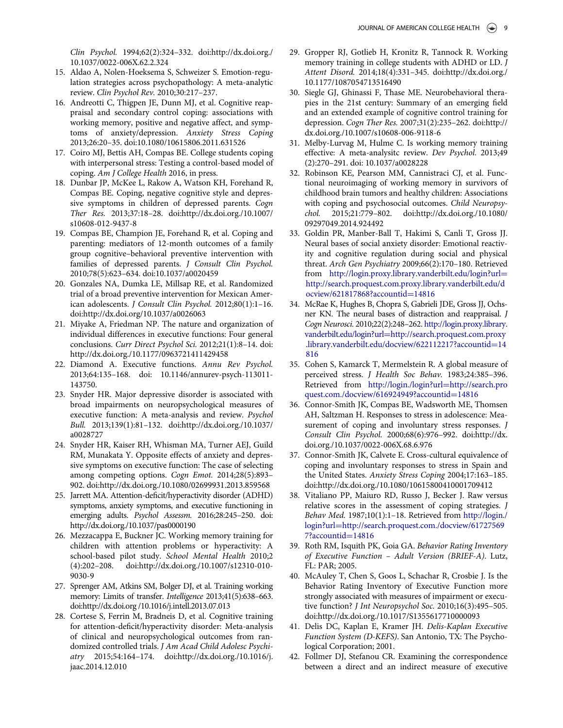*Clin Psychol.* 1994;62(2):324–332. doi:http://dx.doi.org./10.1037/0022-006X.62.2.324

15. Aldao A, Nolen-Hoeksema S, Schweizer S. Emotion-regulation strategies across psychopathology: A meta-analytic review. *Clin Psychol Rev.* 2010;30:217–237.
16. Andreotti C, Thigpen JE, Dunn MJ, et al. Cognitive reappraisal and secondary control coping: associations with working memory, positive and negative affect, and symptoms of anxiety/depression. *Anxiety Stress Coping* 2013;26:20–35. doi:10.1080/10615806.2011.631526
17. Coiro MJ, Bettis AH, Compas BE. College students coping with interpersonal stress: Testing a control-based model of coping. *Am J College Health* 2016, in press.
18. Dunbar JP, McKee L, Rakow A, Watson KH, Forehand R, Compas BE. Coping, negative cognitive style and depressive symptoms in children of depressed parents. *Cogn Ther Res.* 2013;37:18–28. doi:http://dx.doi.org./10.1007/s10608-012-9437-8
19. Compas BE, Champion JE, Forehand R, et al. Coping and parenting: mediators of 12-month outcomes of a family group cognitive–behavioral preventive intervention with families of depressed parents. *J Consult Clin Psychol.* 2010;78(5):623–634. doi:10.1037/a0020459
20. Gonzales NA, Dumka LE, Millsap RE, et al. Randomized trial of a broad preventive intervention for Mexican American adolescents. *J Consult Clin Psychol.* 2012;80(1):1–16. doi:http://dx.doi.org/10.1037/a0026063
21. Miyake A, Friedman NP. The nature and organization of individual differences in executive functions: Four general conclusions. *Curr Direct Psychol Sci.* 2012;21(1):8–14. doi: http://dx.doi.org./10.1177/0963721411429458
22. Diamond A. Executive functions. *Annu Rev Psychol.* 2013;64:135–168. doi: 10.1146/annurev-psych-113011-143750.
23. Snyder HR. Major depressive disorder is associated with broad impairments on neuropsychological measures of executive function: A meta-analysis and review. *Psychol Bull.* 2013;139(1):81–132. doi:http://dx.doi.org./10.1037/a0028727
24. Snyder HR, Kaiser RH, Whisman MA, Turner AEJ, Guild RM, Munakata Y. Opposite effects of anxiety and depressive symptoms on executive function: The case of selecting among competing options. *Cogn Emot.* 2014;28(5):893–902. doi:http://dx.doi.org./10.1080/02699931.2013.859568
25. Jarrett MA. Attention-deficit/hyperactivity disorder (ADHD) symptoms, anxiety symptoms, and executive functioning in emerging adults. *Psychol Assessm.* 2016;28:245–250. doi: http://dx.doi.org./10.1037/pas0000190
26. Mezzacappa E, Buckner JC. Working memory training for children with attention problems or hyperactivity: A school-based pilot study. *School Mental Health* 2010;2(4):202–208. doi:http://dx.doi.org./10.1007/s12310-010-9030-9
27. Sprenger AM, Atkins SM, Bolger DJ, et al. Training working memory: Limits of transfer. *Intelligence* 2013;41(5):638–663. doi:http://dx.doi.org /10.1016/j.intell.2013.07.013
28. Cortese S, Ferrin M, Bradneis D, et al. Cognitive training for attention-deficit/hyperactivity disorder: Meta-analysis of clinical and neuropsychological outcomes from randomized controlled trials. *J Am Acad Child Adolesc Psychiatry* 2015;54:164–174. doi:http://dx.doi.org./10.1016/j.jaac.2014.12.010
29. Gropper RJ, Gotlieb H, Kronitz R, Tannock R. Working memory training in college students with ADHD or LD. *J Attent Disord.* 2014;18(4):331–345. doi:http://dx.doi.org./10.1177/1087054713516490
30. Siegle GJ, Ghinassi F, Thase ME. Neurobehavioral therapies in the 21st century: Summary of an emerging field and an extended example of cognitive control training for depression. *Cogn Ther Res.* 2007;31(2):235–262. doi:http://dx.doi.org./10.1007/s10608-006-9118-6
31. Melby-Lurvag M, Hulme C. Is working memory training effective: A meta-analysitc review. *Dev Psychol.* 2013;49(2):270–291. doi: 10.1037/a0028228
32. Robinson KE, Pearson MM, Cannistraci CJ, et al. Functional neuroimaging of working memory in survivors of childhood brain tumors and healthy children: Associations with coping and psychosocial outcomes. *Child Neuropsychol.* 2015;21:779–802. doi:http://dx.doi.org./10.1080/09297049.2014.924492
33. Goldin PR, Manber-Ball T, Hakimi S, Canli T, Gross JJ. Neural bases of social anxiety disorder: Emotional reactivity and cognitive regulation during social and physical threat. *Arch Gen Psychiatry* 2009;66(2):170–180. Retrieved from http://login.proxy.library.vanderbilt.edu/login?url=http://search.proquest.com.proxy.library.vanderbilt.edu/docview/621817868?accountid=14816
34. McRae K, Hughes B, Chopra S, Gabrieli JDE, Gross JJ, Ochsner KN. The neural bases of distraction and reappraisal. *J Cogn Neurosci.* 2010;22(2):248–262. http://login.proxy.library.vanderbilt.edu/login?url=http://search.proquest.com.proxy.library.vanderbilt.edu/docview/622112217?accountid=14816
35. Cohen S, Kamarck T, Mermelstein R. A global measure of perceived stress. *J Health Soc Behav.* 1983;24:385–396. Retrieved from http://login./login?url=http://search.proquest.com./docview/616924949?accountid=14816
36. Connor-Smith JK, Compas BE, Wadsworth ME, Thomsen AH, Saltzman H. Responses to stress in adolescence: Measurement of coping and involuntary stress responses. *J Consult Clin Psychol.* 2000;68(6):976–992. doi:http://dx.doi.org./10.1037/0022-006X.68.6.976
37. Connor-Smith JK, Calvete E. Cross-cultural equivalence of coping and involuntary responses to stress in Spain and the United States. *Anxiety Stress Coping* 2004;17:163–185. doi:http://dx.doi.org./10.1080/10615800410001709412
38. Vitaliano PP, Maiuro RD, Russo J, Becker J. Raw versus relative scores in the assessment of coping strategies. *J Behav Med.* 1987;10(1):1–18. Retrieved from http://login./login?url=http://search.proquest.com./docview/617275697?accountid=14816
39. Roth RM, Isquith PK, Goia GA. *Behavior Rating Inventory of Executive Function – Adult Version (BRIEF-A)*. Lutz, FL: PAR; 2005.
40. McAuley T, Chen S, Goos L, Schachar R, Crosbie J. Is the Behavior Rating Inventory of Executive Function more strongly associated with measures of impairment or executive function? *J Int Neuropsychol Soc.* 2010;16(3):495–505. doi:http://dx.doi.org./10.1017/S1355617710000093
41. Delis DC, Kaplan E, Kramer JH. *Delis-Kaplan Executive Function System (D-KEFS)*. San Antonio, TX: The Psychological Corporation; 2001.
42. Follmer DJ, Stefanou CR. Examining the correspondence between a direct and an indirect measure of executive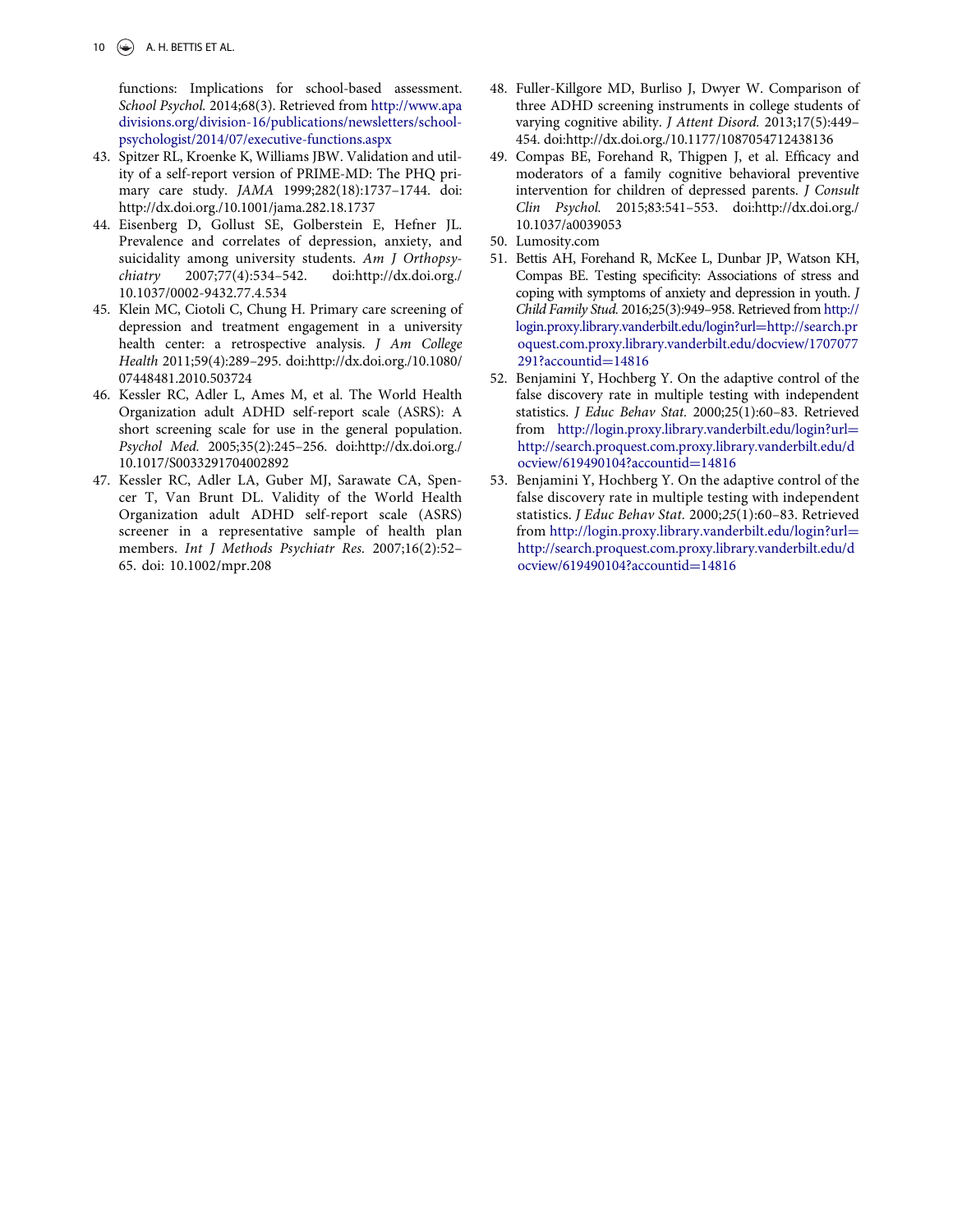functions: Implications for school-based assessment. *School Psychol.* 2014;68(3). Retrieved from http://www.apadivisions.org/division-16/publications/newsletters/school-psychologist/2014/07/executive-functions.aspx

43. Spitzer RL, Kroenke K, Williams JBW. Validation and utility of a self-report version of PRIME-MD: The PHQ primary care study. *JAMA* 1999;282(18):1737–1744. doi: http://dx.doi.org./10.1001/jama.282.18.1737
44. Eisenberg D, Gollust SE, Golberstein E, Hefner JL. Prevalence and correlates of depression, anxiety, and suicidality among university students. *Am J Orthopsychiatry* 2007;77(4):534–542. doi:http://dx.doi.org./10.1037/0002-9432.77.4.534
45. Klein MC, Ciotoli C, Chung H. Primary care screening of depression and treatment engagement in a university health center: a retrospective analysis. *J Am College Health* 2011;59(4):289–295. doi:http://dx.doi.org./10.1080/07448481.2010.503724
46. Kessler RC, Adler L, Ames M, et al. The World Health Organization adult ADHD self-report scale (ASRS): A short screening scale for use in the general population. *Psychol Med.* 2005;35(2):245–256. doi:http://dx.doi.org./10.1017/S0033291704002892
47. Kessler RC, Adler LA, Guber MJ, Sarawate CA, Spencer T, Van Brunt DL. Validity of the World Health Organization adult ADHD self-report scale (ASRS) screener in a representative sample of health plan members. *Int J Methods Psychiatr Res.* 2007;16(2):52–65. doi: 10.1002/mpr.208
48. Fuller-Killgore MD, Burliso J, Dwyer W. Comparison of three ADHD screening instruments in college students of varying cognitive ability. *J Attent Disord.* 2013;17(5):449–454. doi:http://dx.doi.org./10.1177/1087054712438136
49. Compas BE, Forehand R, Thigpen J, et al. Efficacy and moderators of a family cognitive behavioral preventive intervention for children of depressed parents. *J Consult Clin Psychol.* 2015;83:541–553. doi:http://dx.doi.org./10.1037/a0039053
50. Lumosity.com
51. Bettis AH, Forehand R, McKee L, Dunbar JP, Watson KH, Compas BE. Testing specificity: Associations of stress and coping with symptoms of anxiety and depression in youth. *J Child Family Stud.* 2016;25(3):949–958. Retrieved from http://login.proxy.library.vanderbilt.edu/login?url=http://search.proquest.com.proxy.library.vanderbilt.edu/docview/1707077291?accountid=14816
52. Benjamini Y, Hochberg Y. On the adaptive control of the false discovery rate in multiple testing with independent statistics. *J Educ Behav Stat.* 2000;25(1):60–83. Retrieved from http://login.proxy.library.vanderbilt.edu/login?url=http://search.proquest.com.proxy.library.vanderbilt.edu/docview/619490104?accountid=14816
53. Benjamini Y, Hochberg Y. On the adaptive control of the false discovery rate in multiple testing with independent statistics. *J Educ Behav Stat.* 2000;*25*(1):60–83. Retrieved from http://login.proxy.library.vanderbilt.edu/login?url=http://search.proquest.com.proxy.library.vanderbilt.edu/docview/619490104?accountid=14816